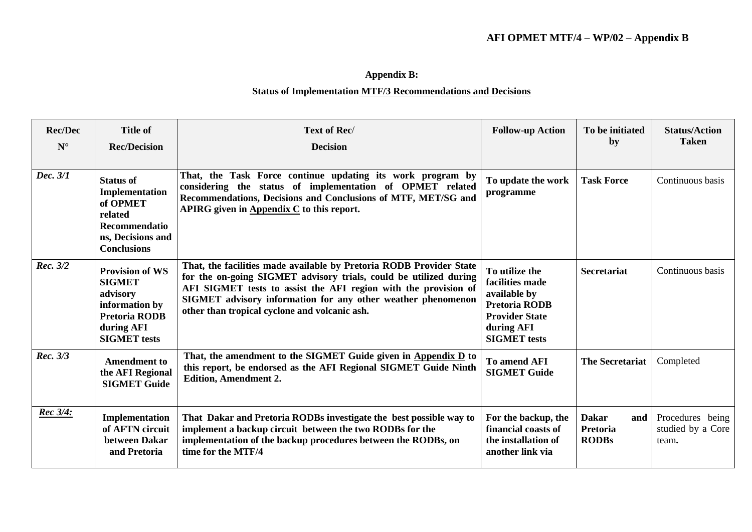## Appendix B:

## Status of Implementation MTF/3 Recommendations and Decisions

| Rec/Dec N° | Title of Rec/Decision | Text of Rec/ Decision | Follow-up Action | To be initiated by | Status/Action Taken |
|---|---|---|---|---|---|
| *Dec. 3/1* | **Status of Implementation of OPMET related Recommendations, Decisions and Conclusions** | **That, the Task Force continue updating its work program by considering the status of implementation of OPMET related Recommendations, Decisions and Conclusions of MTF, MET/SG and APIRG given in Appendix C to this report.** | **To update the work programme** | **Task Force** | Continuous basis |
| *Rec. 3/2* | **Provision of WS SIGMET advisory information by Pretoria RODB during AFI SIGMET tests** | **That, the facilities made available by Pretoria RODB Provider State for the on-going SIGMET advisory trials, could be utilized during AFI SIGMET tests to assist the AFI region with the provision of SIGMET advisory information for any other weather phenomenon other than tropical cyclone and volcanic ash.** | **To utilize the facilities made available by Pretoria RODB Provider State during AFI SIGMET tests** | **Secretariat** | Continuous basis |
| *Rec. 3/3* | **Amendment to the AFI Regional SIGMET Guide** | **That, the amendment to the SIGMET Guide given in Appendix D to this report, be endorsed as the AFI Regional SIGMET Guide Ninth Edition, Amendment 2.** | **To amend AFI SIGMET Guide** | **The Secretariat** | Completed |
| *Rec 3/4:* | **Implementation of AFTN circuit between Dakar and Pretoria** | **That Dakar and Pretoria RODBs investigate the best possible way to implement a backup circuit between the two RODBs for the implementation of the backup procedures between the RODBs, on time for the MTF/4** | **For the backup, the financial coasts of the installation of another link via** | **Dakar and Pretoria RODBs** | Procedures being studied by a Core team**.** |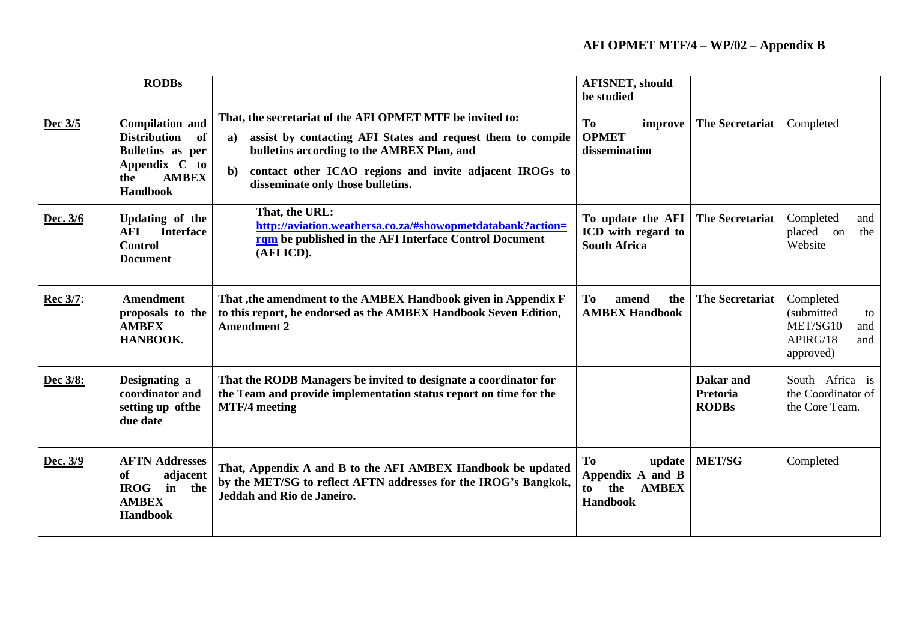| | **RODBs** | | **AFISNET, should be studied** | | |
|---|---|---|---|---|---|
| **Dec 3/5** | **Compilation and Distribution of Bulletins as per Appendix C to the AMBEX Handbook** | **That, the secretariat of the AFI OPMET MTF be invited to:**<br>**a) assist by contacting AFI States and request them to compile bulletins according to the AMBEX Plan, and**<br>**b) contact other ICAO regions and invite adjacent IROGs to disseminate only those bulletins.** | **To improve OPMET dissemination** | **The Secretariat** | Completed |
| **Dec. 3/6** | **Updating of the AFI Interface Control Document** | **That, the URL: [http://aviation.weathersa.co.za/#showopmetdatabank?action=rqm](http://aviation.weathersa.co.za/#showopmetdatabank?action=rqm) be published in the AFI Interface Control Document (AFI ICD).** | **To update the AFI ICD with regard to South Africa** | **The Secretariat** | Completed and placed on the Website |
| **Rec 3/7**: | **Amendment proposals to the AMBEX HANBOOK.** | **That ,the amendment to the AMBEX Handbook given in Appendix F to this report, be endorsed as the AMBEX Handbook Seven Edition, Amendment 2** | **To amend the AMBEX Handbook** | **The Secretariat** | Completed (submitted to MET/SG10 and APIRG/18 and approved) |
| **Dec 3/8:** | **Designating a coordinator and setting up ofthe due date** | **That the RODB Managers be invited to designate a coordinator for the Team and provide implementation status report on time for the MTF/4 meeting** | | **Dakar and Pretoria RODBs** | South Africa is the Coordinator of the Core Team. |
| **Dec. 3/9** | **AFTN Addresses of adjacent IROG in the AMBEX Handbook** | **That, Appendix A and B to the AFI AMBEX Handbook be updated by the MET/SG to reflect AFTN addresses for the IROG's Bangkok, Jeddah and Rio de Janeiro.** | **To update Appendix A and B to the AMBEX Handbook** | **MET/SG** | Completed |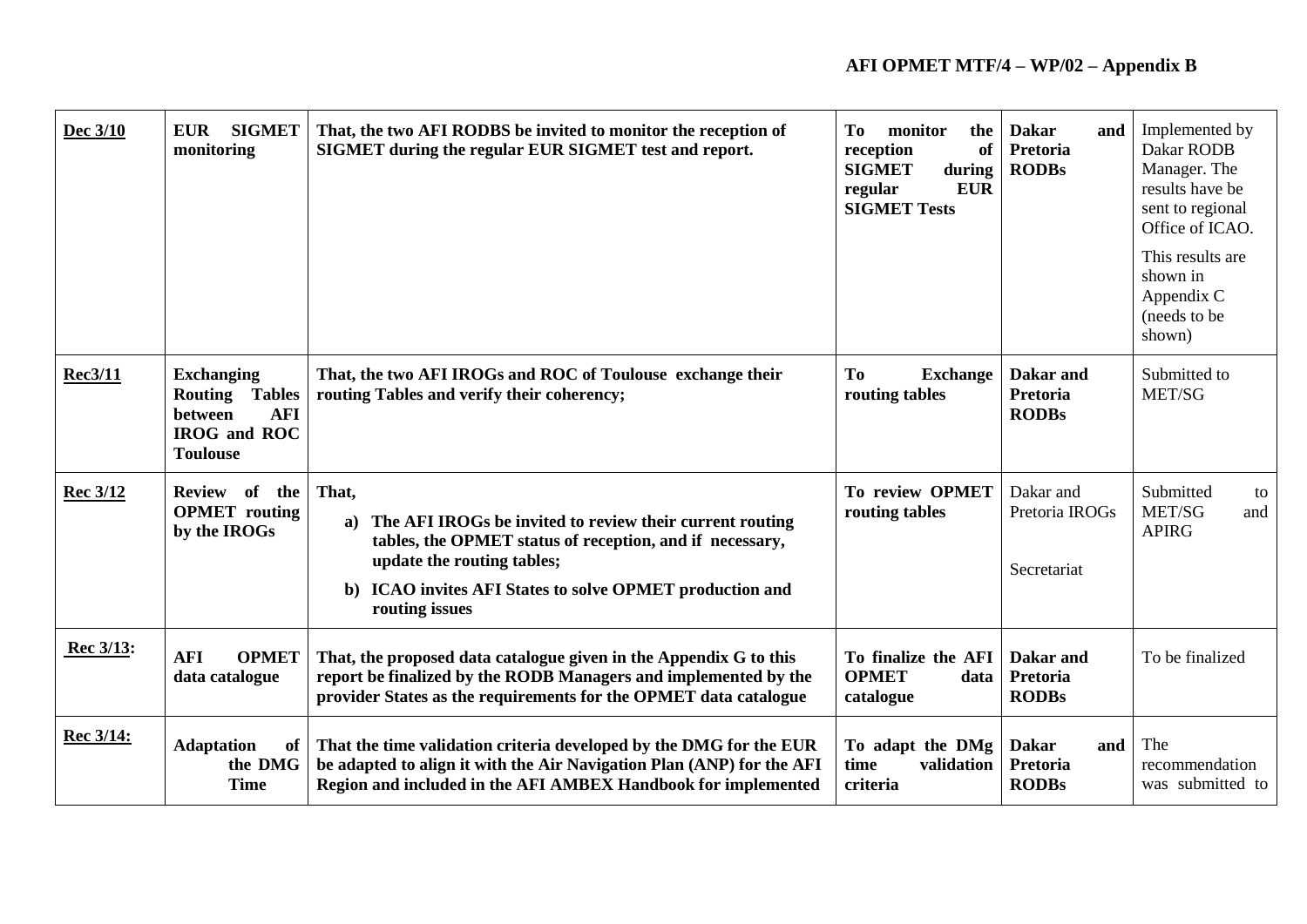| Dec 3/10 | EUR SIGMET monitoring | That, the two AFI RODBS be invited to monitor the reception of SIGMET during the regular EUR SIGMET test and report. | To monitor the reception of SIGMET during regular EUR SIGMET Tests | Dakar and Pretoria RODBs | Implemented by Dakar RODB Manager. The results have be sent to regional Office of ICAO. This results are shown in Appendix C (needs to be shown) |
|---|---|---|---|---|---|
| Rec3/11 | Exchanging Routing Tables between AFI IROG and ROC Toulouse | That, the two AFI IROGs and ROC of Toulouse exchange their routing Tables and verify their coherency; | To Exchange routing tables | Dakar and Pretoria RODBs | Submitted to MET/SG |
| Rec 3/12 | Review of the OPMET routing by the IROGs | That, a) The AFI IROGs be invited to review their current routing tables, the OPMET status of reception, and if necessary, update the routing tables; b) ICAO invites AFI States to solve OPMET production and routing issues | To review OPMET routing tables | Dakar and Pretoria IROGs Secretariat | Submitted to MET/SG and APIRG |
| Rec 3/13: | AFI OPMET data catalogue | That, the proposed data catalogue given in the Appendix G to this report be finalized by the RODB Managers and implemented by the provider States as the requirements for the OPMET data catalogue | To finalize the AFI OPMET data catalogue | Dakar and Pretoria RODBs | To be finalized |
| Rec 3/14: | Adaptation of the DMG Time | That the time validation criteria developed by the DMG for the EUR be adapted to align it with the Air Navigation Plan (ANP) for the AFI Region and included in the AFI AMBEX Handbook for implemented | To adapt the DMg time validation criteria | Dakar and Pretoria RODBs | The recommendation was submitted to |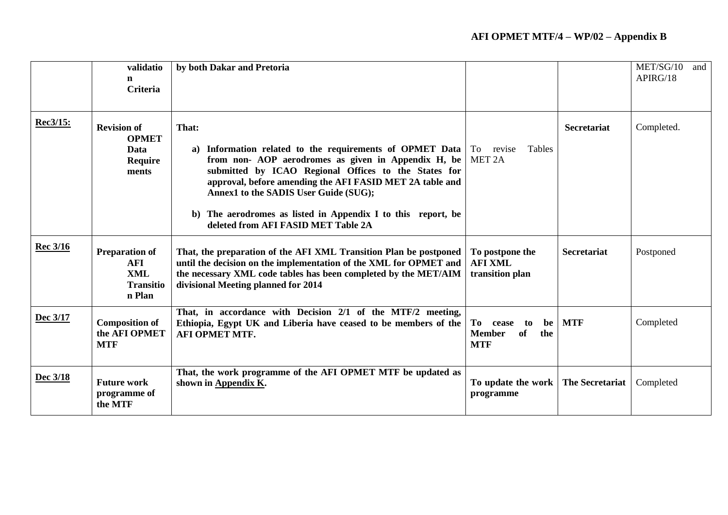| | | | | | |
|---|---|---|---|---|---|
| | **validation Criteria** | **by both Dakar and Pretoria** | | | MET/SG/10 and APIRG/18 |
| **Rec3/15:** | **Revision of OPMET Data Requirements** | **That:**<br><br>**a) Information related to the requirements of OPMET Data from non- AOP aerodromes as given in Appendix H, be submitted by ICAO Regional Offices to the States for approval, before amending the AFI FASID MET 2A table and Annex1 to the SADIS User Guide (SUG);**<br><br>**b) The aerodromes as listed in Appendix I to this report, be deleted from AFI FASID MET Table 2A** | To revise Tables MET 2A | **Secretariat** | Completed. |
| **Rec 3/16** | **Preparation of AFI XML Transition Plan** | **That, the preparation of the AFI XML Transition Plan be postponed until the decision on the implementation of the XML for OPMET and the necessary XML code tables has been completed by the MET/AIM divisional Meeting planned for 2014** | **To postpone the AFI XML transition plan** | **Secretariat** | Postponed |
| **Dec 3/17** | **Composition of the AFI OPMET MTF** | **That, in accordance with Decision 2/1 of the MTF/2 meeting, Ethiopia, Egypt UK and Liberia have ceased to be members of the AFI OPMET MTF.** | **To cease to be Member of the MTF** | **MTF** | Completed |
| **Dec 3/18** | **Future work programme of the MTF** | **That, the work programme of the AFI OPMET MTF be updated as shown in Appendix K.** | **To update the work programme** | **The Secretariat** | Completed |